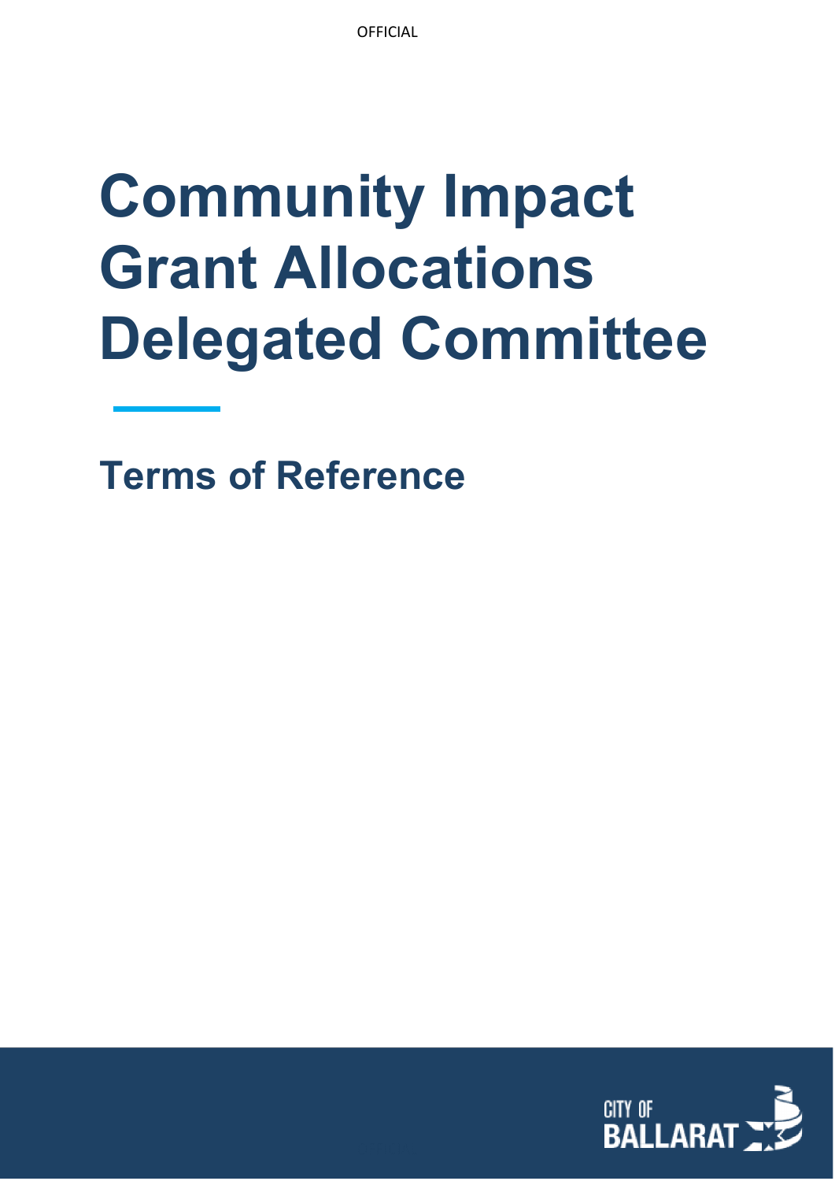# Community Impact Grant Allocations Delegated Committee

## Terms of Reference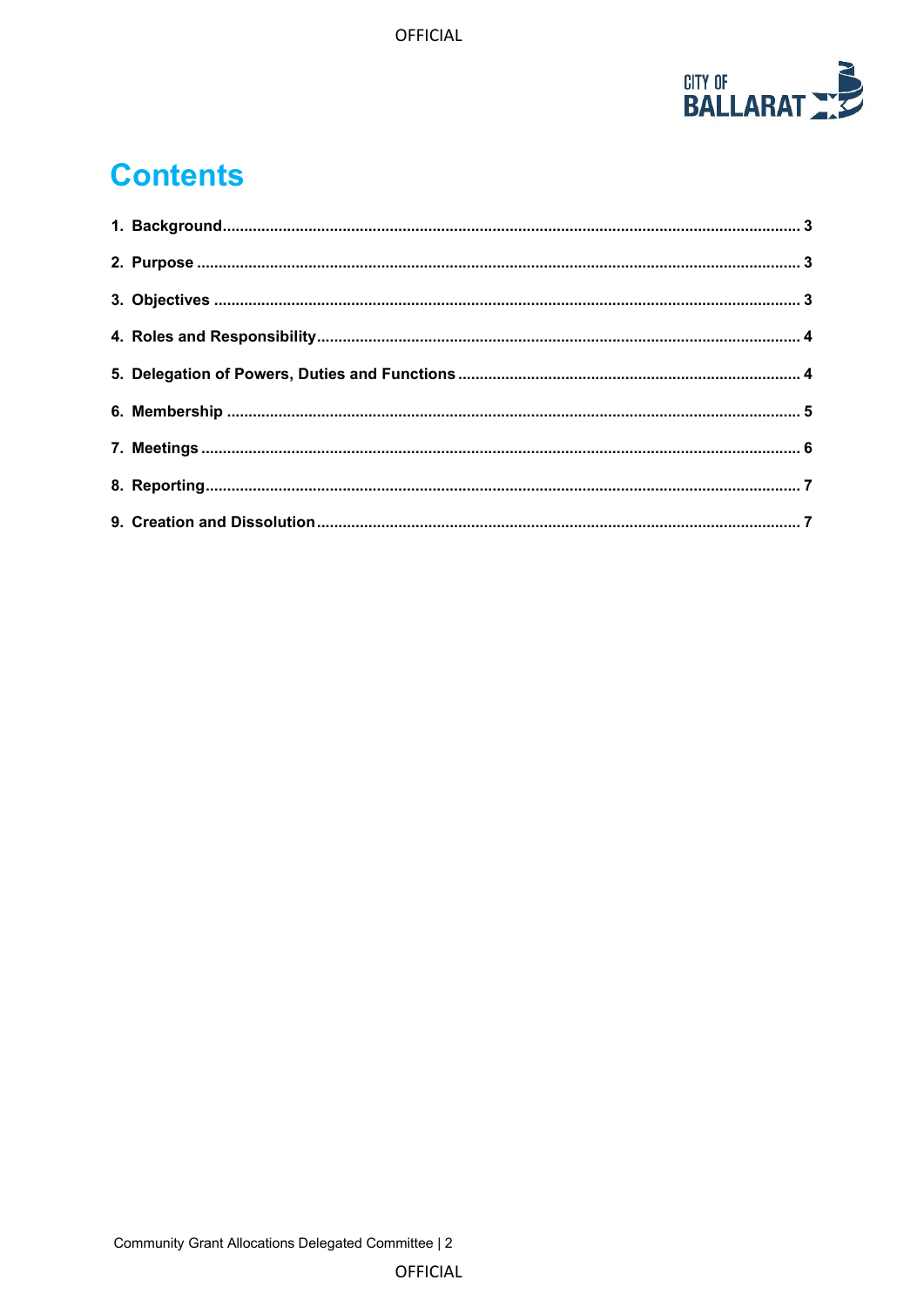# Contents

1. Background ........................................................................................................................ 3
2. Purpose ............................................................................................................................ 3
3. Objectives ........................................................................................................................ 3
4. Roles and Responsibility.................................................................................................. 4
5. Delegation of Powers, Duties and Functions ................................................................... 4
6. Membership ..................................................................................................................... 5
7. Meetings ........................................................................................................................... 6
8. Reporting .......................................................................................................................... 7
9. Creation and Dissolution ................................................................................................... 7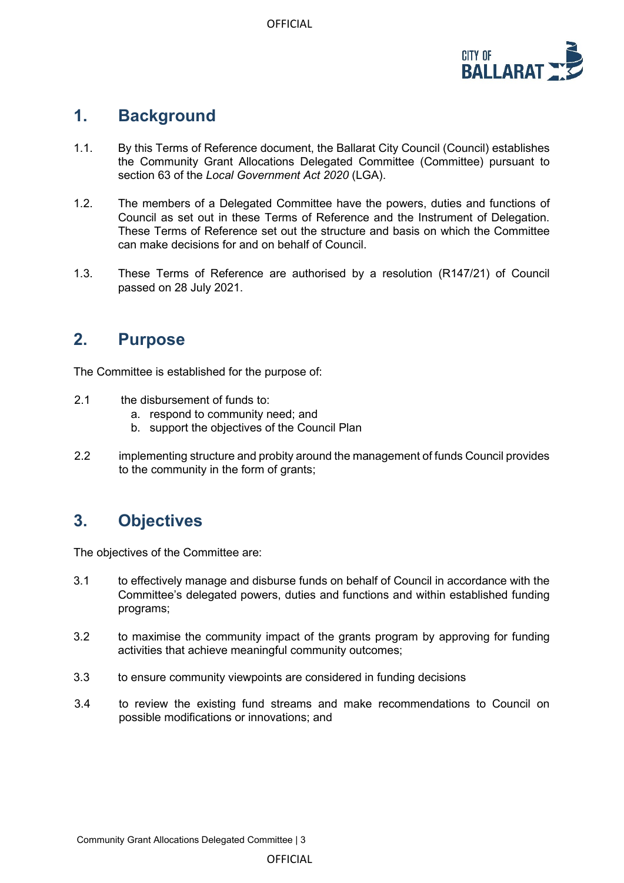## 1. Background

1.1. By this Terms of Reference document, the Ballarat City Council (Council) establishes the Community Grant Allocations Delegated Committee (Committee) pursuant to section 63 of the *Local Government Act 2020* (LGA).

1.2. The members of a Delegated Committee have the powers, duties and functions of Council as set out in these Terms of Reference and the Instrument of Delegation. These Terms of Reference set out the structure and basis on which the Committee can make decisions for and on behalf of Council.

1.3. These Terms of Reference are authorised by a resolution (R147/21) of Council passed on 28 July 2021.

## 2. Purpose

The Committee is established for the purpose of:

2.1 the disbursement of funds to:

   a. respond to community need; and
   b. support the objectives of the Council Plan

2.2 implementing structure and probity around the management of funds Council provides to the community in the form of grants;

## 3. Objectives

The objectives of the Committee are:

3.1 to effectively manage and disburse funds on behalf of Council in accordance with the Committee's delegated powers, duties and functions and within established funding programs;

3.2 to maximise the community impact of the grants program by approving for funding activities that achieve meaningful community outcomes;

3.3 to ensure community viewpoints are considered in funding decisions

3.4 to review the existing fund streams and make recommendations to Council on possible modifications or innovations; and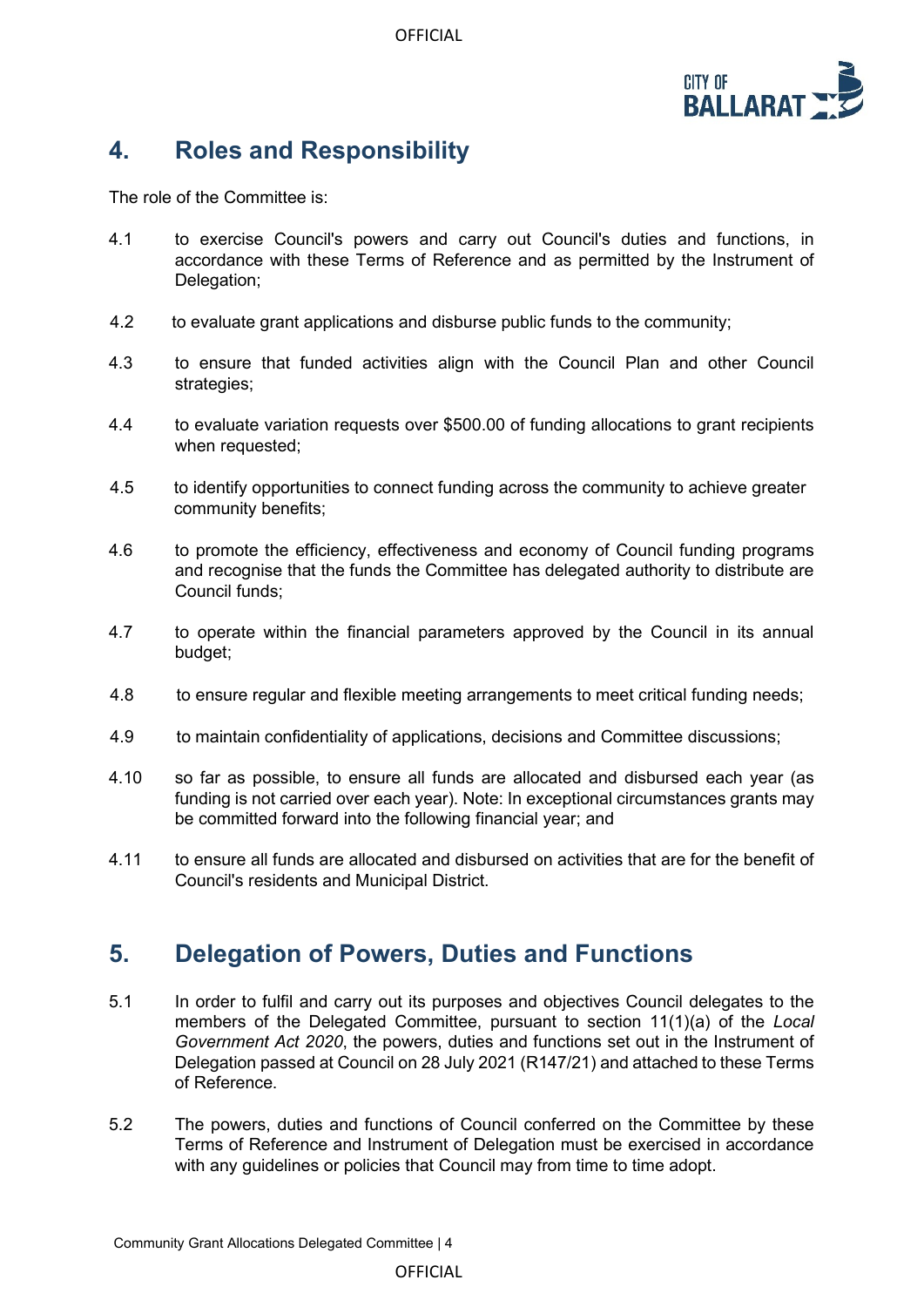## 4. Roles and Responsibility

The role of the Committee is:

4.1 to exercise Council's powers and carry out Council's duties and functions, in accordance with these Terms of Reference and as permitted by the Instrument of Delegation;

4.2 to evaluate grant applications and disburse public funds to the community;

4.3 to ensure that funded activities align with the Council Plan and other Council strategies;

4.4 to evaluate variation requests over $500.00 of funding allocations to grant recipients when requested;

4.5 to identify opportunities to connect funding across the community to achieve greater community benefits;

4.6 to promote the efficiency, effectiveness and economy of Council funding programs and recognise that the funds the Committee has delegated authority to distribute are Council funds;

4.7 to operate within the financial parameters approved by the Council in its annual budget;

4.8 to ensure regular and flexible meeting arrangements to meet critical funding needs;

4.9 to maintain confidentiality of applications, decisions and Committee discussions;

4.10 so far as possible, to ensure all funds are allocated and disbursed each year (as funding is not carried over each year). Note: In exceptional circumstances grants may be committed forward into the following financial year; and

4.11 to ensure all funds are allocated and disbursed on activities that are for the benefit of Council's residents and Municipal District.

## 5. Delegation of Powers, Duties and Functions

5.1 In order to fulfil and carry out its purposes and objectives Council delegates to the members of the Delegated Committee, pursuant to section 11(1)(a) of the *Local Government Act 2020*, the powers, duties and functions set out in the Instrument of Delegation passed at Council on 28 July 2021 (R147/21) and attached to these Terms of Reference.

5.2 The powers, duties and functions of Council conferred on the Committee by these Terms of Reference and Instrument of Delegation must be exercised in accordance with any guidelines or policies that Council may from time to time adopt.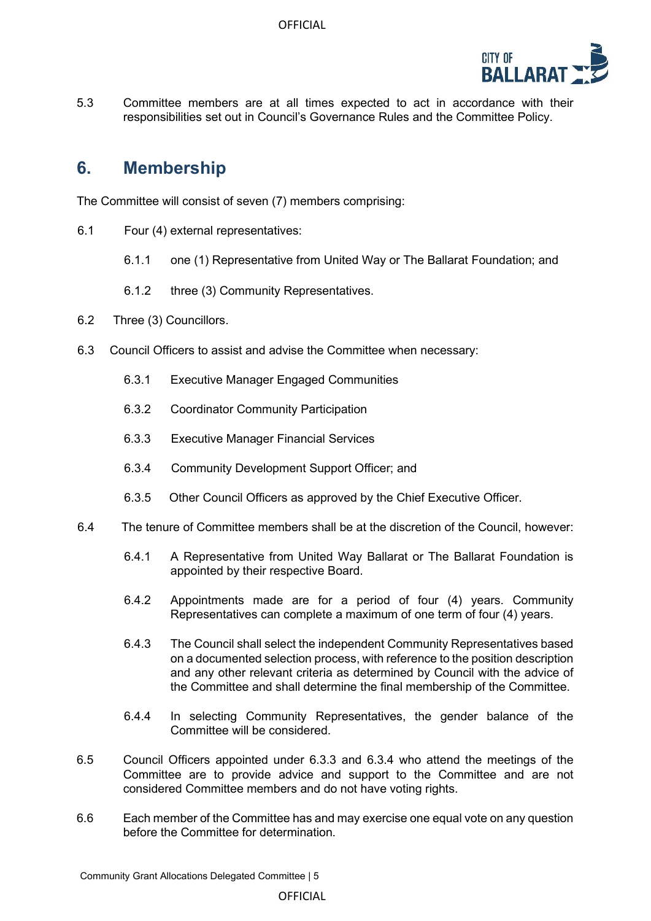5.3 Committee members are at all times expected to act in accordance with their responsibilities set out in Council's Governance Rules and the Committee Policy.

## 6. Membership

The Committee will consist of seven (7) members comprising:

6.1 Four (4) external representatives:

- 6.1.1 one (1) Representative from United Way or The Ballarat Foundation; and
- 6.1.2 three (3) Community Representatives.

6.2 Three (3) Councillors.

6.3 Council Officers to assist and advise the Committee when necessary:

- 6.3.1 Executive Manager Engaged Communities
- 6.3.2 Coordinator Community Participation
- 6.3.3 Executive Manager Financial Services
- 6.3.4 Community Development Support Officer; and
- 6.3.5 Other Council Officers as approved by the Chief Executive Officer.

6.4 The tenure of Committee members shall be at the discretion of the Council, however:

- 6.4.1 A Representative from United Way Ballarat or The Ballarat Foundation is appointed by their respective Board.
- 6.4.2 Appointments made are for a period of four (4) years. Community Representatives can complete a maximum of one term of four (4) years.
- 6.4.3 The Council shall select the independent Community Representatives based on a documented selection process, with reference to the position description and any other relevant criteria as determined by Council with the advice of the Committee and shall determine the final membership of the Committee.
- 6.4.4 In selecting Community Representatives, the gender balance of the Committee will be considered.

6.5 Council Officers appointed under 6.3.3 and 6.3.4 who attend the meetings of the Committee are to provide advice and support to the Committee and are not considered Committee members and do not have voting rights.

6.6 Each member of the Committee has and may exercise one equal vote on any question before the Committee for determination.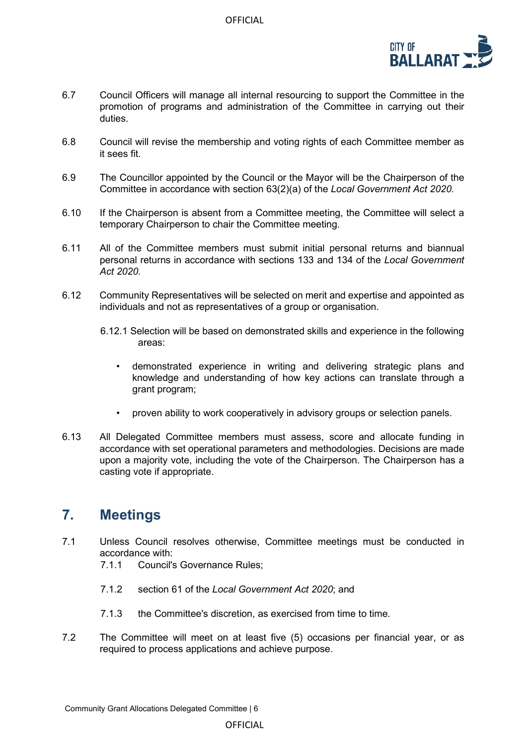6.7 Council Officers will manage all internal resourcing to support the Committee in the promotion of programs and administration of the Committee in carrying out their duties.

6.8 Council will revise the membership and voting rights of each Committee member as it sees fit.

6.9 The Councillor appointed by the Council or the Mayor will be the Chairperson of the Committee in accordance with section 63(2)(a) of the *Local Government Act 2020.*

6.10 If the Chairperson is absent from a Committee meeting, the Committee will select a temporary Chairperson to chair the Committee meeting.

6.11 All of the Committee members must submit initial personal returns and biannual personal returns in accordance with sections 133 and 134 of the *Local Government Act 2020.*

6.12 Community Representatives will be selected on merit and expertise and appointed as individuals and not as representatives of a group or organisation.

6.12.1 Selection will be based on demonstrated skills and experience in the following areas:

- demonstrated experience in writing and delivering strategic plans and knowledge and understanding of how key actions can translate through a grant program;
- proven ability to work cooperatively in advisory groups or selection panels.

6.13 All Delegated Committee members must assess, score and allocate funding in accordance with set operational parameters and methodologies. Decisions are made upon a majority vote, including the vote of the Chairperson. The Chairperson has a casting vote if appropriate.

## 7. Meetings

7.1 Unless Council resolves otherwise, Committee meetings must be conducted in accordance with:

7.1.1 Council's Governance Rules;

7.1.2 section 61 of the *Local Government Act 2020*; and

7.1.3 the Committee's discretion, as exercised from time to time.

7.2 The Committee will meet on at least five (5) occasions per financial year, or as required to process applications and achieve purpose.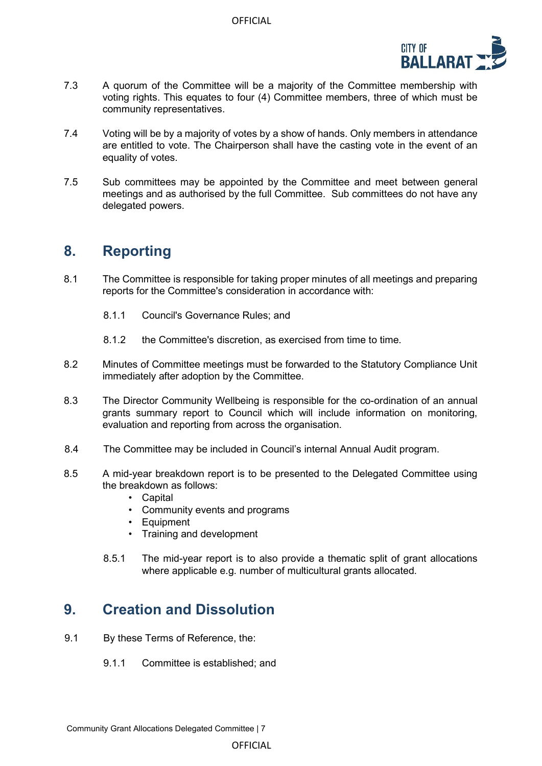7.3 A quorum of the Committee will be a majority of the Committee membership with voting rights. This equates to four (4) Committee members, three of which must be community representatives.

7.4 Voting will be by a majority of votes by a show of hands. Only members in attendance are entitled to vote. The Chairperson shall have the casting vote in the event of an equality of votes.

7.5 Sub committees may be appointed by the Committee and meet between general meetings and as authorised by the full Committee. Sub committees do not have any delegated powers.

## 8. Reporting

8.1 The Committee is responsible for taking proper minutes of all meetings and preparing reports for the Committee's consideration in accordance with:

8.1.1 Council's Governance Rules; and

8.1.2 the Committee's discretion, as exercised from time to time.

8.2 Minutes of Committee meetings must be forwarded to the Statutory Compliance Unit immediately after adoption by the Committee.

8.3 The Director Community Wellbeing is responsible for the co-ordination of an annual grants summary report to Council which will include information on monitoring, evaluation and reporting from across the organisation.

8.4 The Committee may be included in Council's internal Annual Audit program.

8.5 A mid-year breakdown report is to be presented to the Delegated Committee using the breakdown as follows:

- Capital
- Community events and programs
- Equipment
- Training and development

8.5.1 The mid-year report is to also provide a thematic split of grant allocations where applicable e.g. number of multicultural grants allocated.

## 9. Creation and Dissolution

9.1 By these Terms of Reference, the:

9.1.1 Committee is established; and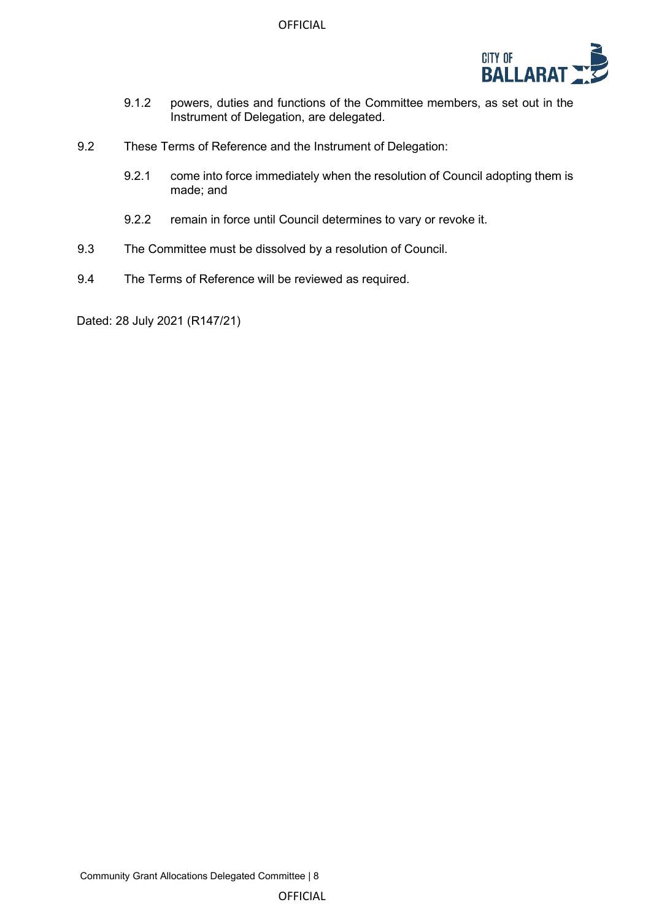9.1.2 powers, duties and functions of the Committee members, as set out in the Instrument of Delegation, are delegated.

9.2 These Terms of Reference and the Instrument of Delegation:

9.2.1 come into force immediately when the resolution of Council adopting them is made; and

9.2.2 remain in force until Council determines to vary or revoke it.

9.3 The Committee must be dissolved by a resolution of Council.

9.4 The Terms of Reference will be reviewed as required.

Dated: 28 July 2021 (R147/21)